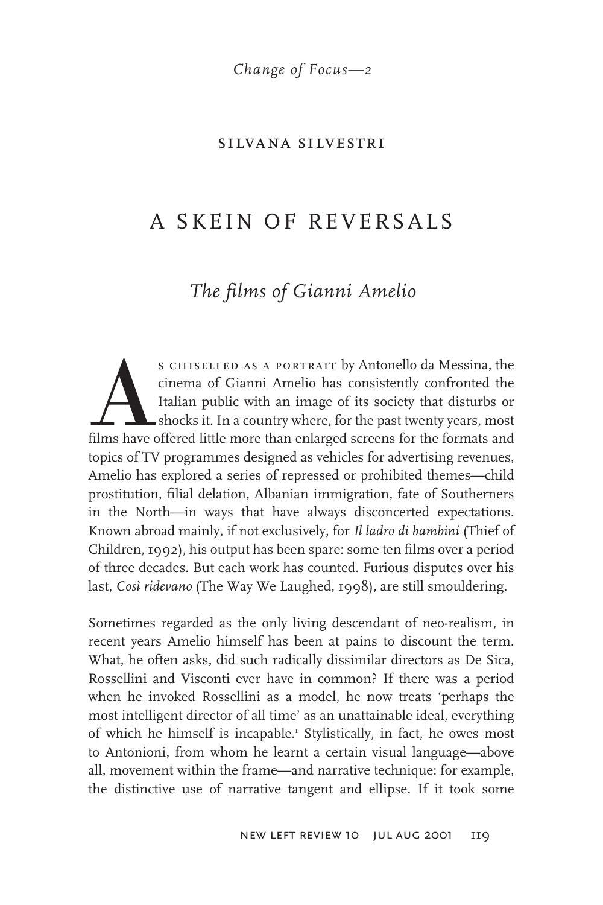*Change of Focus—2*

SILVANA SILVESTRI

# A SKEIN OF REVERSALS

## *The films of Gianni Amelio*

As chiselled as a portrait by Antonello da Messina, the cinema of Gianni Amelio has consistently confronted the Italian public with an image of its society that disturbs or shocks it. In a country where, for the past twenty years, most films have offered little more than enlarged screens for the formats and topics of TV programmes designed as vehicles for advertising revenues, Amelio has explored a series of repressed or prohibited themes—child prostitution, filial delation, Albanian immigration, fate of Southerners in the North—in ways that have always disconcerted expectations. Known abroad mainly, if not exclusively, for *Il ladro di bambini* (Thief of Children, 1992), his output has been spare: some ten films over a period of three decades. But each work has counted. Furious disputes over his last, *Così ridevano* (The Way We Laughed, 1998), are still smouldering.

Sometimes regarded as the only living descendant of neo-realism, in recent years Amelio himself has been at pains to discount the term. What, he often asks, did such radically dissimilar directors as De Sica, Rossellini and Visconti ever have in common? If there was a period when he invoked Rossellini as a model, he now treats 'perhaps the most intelligent director of all time' as an unattainable ideal, everything of which he himself is incapable.[1] Stylistically, in fact, he owes most to Antonioni, from whom he learnt a certain visual language—above all, movement within the frame—and narrative technique: for example, the distinctive use of narrative tangent and ellipse. If it took some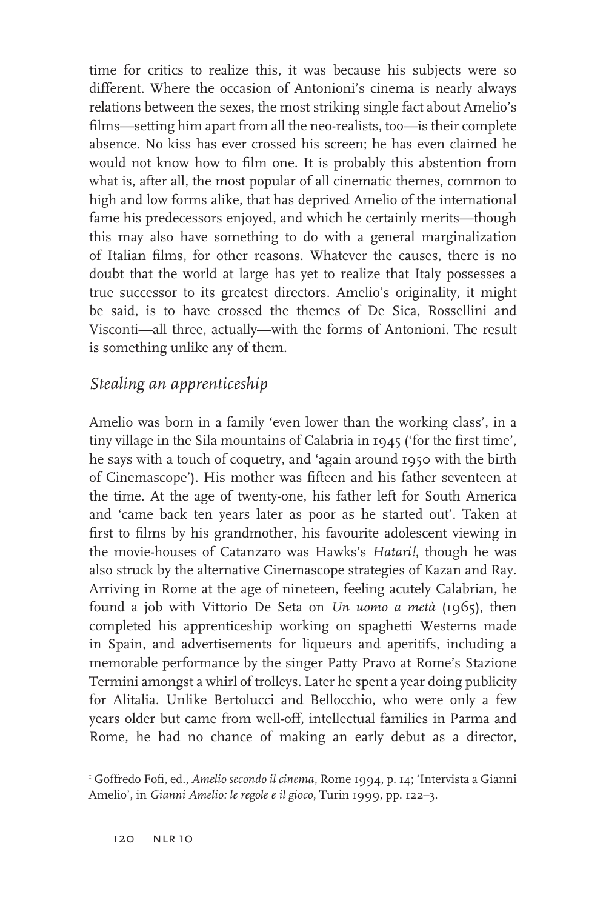time for critics to realize this, it was because his subjects were so different. Where the occasion of Antonioni's cinema is nearly always relations between the sexes, the most striking single fact about Amelio's films—setting him apart from all the neo-realists, too—is their complete absence. No kiss has ever crossed his screen; he has even claimed he would not know how to film one. It is probably this abstention from what is, after all, the most popular of all cinematic themes, common to high and low forms alike, that has deprived Amelio of the international fame his predecessors enjoyed, and which he certainly merits—though this may also have something to do with a general marginalization of Italian films, for other reasons. Whatever the causes, there is no doubt that the world at large has yet to realize that Italy possesses a true successor to its greatest directors. Amelio's originality, it might be said, is to have crossed the themes of De Sica, Rossellini and Visconti—all three, actually—with the forms of Antonioni. The result is something unlike any of them.

## *Stealing an apprenticeship*

Amelio was born in a family 'even lower than the working class', in a tiny village in the Sila mountains of Calabria in 1945 ('for the first time', he says with a touch of coquetry, and 'again around 1950 with the birth of Cinemascope'). His mother was fifteen and his father seventeen at the time. At the age of twenty-one, his father left for South America and 'came back ten years later as poor as he started out'. Taken at first to films by his grandmother, his favourite adolescent viewing in the movie-houses of Catanzaro was Hawks's *Hatari!*, though he was also struck by the alternative Cinemascope strategies of Kazan and Ray. Arriving in Rome at the age of nineteen, feeling acutely Calabrian, he found a job with Vittorio De Seta on *Un uomo a metà* (1965), then completed his apprenticeship working on spaghetti Westerns made in Spain, and advertisements for liqueurs and aperitifs, including a memorable performance by the singer Patty Pravo at Rome's Stazione Termini amongst a whirl of trolleys. Later he spent a year doing publicity for Alitalia. Unlike Bertolucci and Bellocchio, who were only a few years older but came from well-off, intellectual families in Parma and Rome, he had no chance of making an early debut as a director,

---

[1] Goffredo Fofi, ed., *Amelio secondo il cinema*, Rome 1994, p. 14; 'Intervista a Gianni Amelio', in *Gianni Amelio: le regole e il gioco*, Turin 1999, pp. 122–3.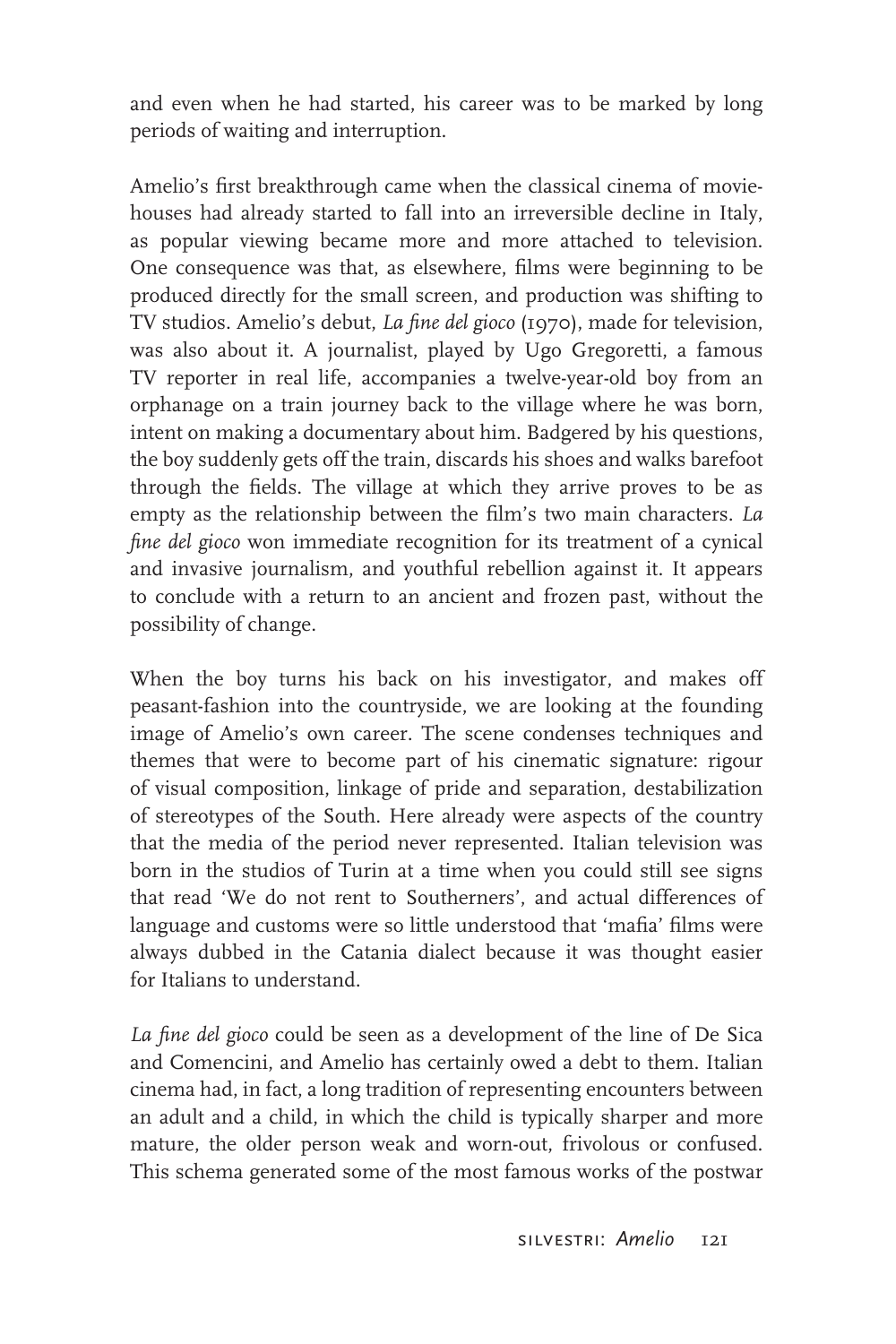and even when he had started, his career was to be marked by long periods of waiting and interruption.

Amelio's first breakthrough came when the classical cinema of movie-houses had already started to fall into an irreversible decline in Italy, as popular viewing became more and more attached to television. One consequence was that, as elsewhere, films were beginning to be produced directly for the small screen, and production was shifting to TV studios. Amelio's debut, *La fine del gioco* (1970), made for television, was also about it. A journalist, played by Ugo Gregoretti, a famous TV reporter in real life, accompanies a twelve-year-old boy from an orphanage on a train journey back to the village where he was born, intent on making a documentary about him. Badgered by his questions, the boy suddenly gets off the train, discards his shoes and walks barefoot through the fields. The village at which they arrive proves to be as empty as the relationship between the film's two main characters. *La fine del gioco* won immediate recognition for its treatment of a cynical and invasive journalism, and youthful rebellion against it. It appears to conclude with a return to an ancient and frozen past, without the possibility of change.

When the boy turns his back on his investigator, and makes off peasant-fashion into the countryside, we are looking at the founding image of Amelio's own career. The scene condenses techniques and themes that were to become part of his cinematic signature: rigour of visual composition, linkage of pride and separation, destabilization of stereotypes of the South. Here already were aspects of the country that the media of the period never represented. Italian television was born in the studios of Turin at a time when you could still see signs that read 'We do not rent to Southerners', and actual differences of language and customs were so little understood that 'mafia' films were always dubbed in the Catania dialect because it was thought easier for Italians to understand.

*La fine del gioco* could be seen as a development of the line of De Sica and Comencini, and Amelio has certainly owed a debt to them. Italian cinema had, in fact, a long tradition of representing encounters between an adult and a child, in which the child is typically sharper and more mature, the older person weak and worn-out, frivolous or confused. This schema generated some of the most famous works of the postwar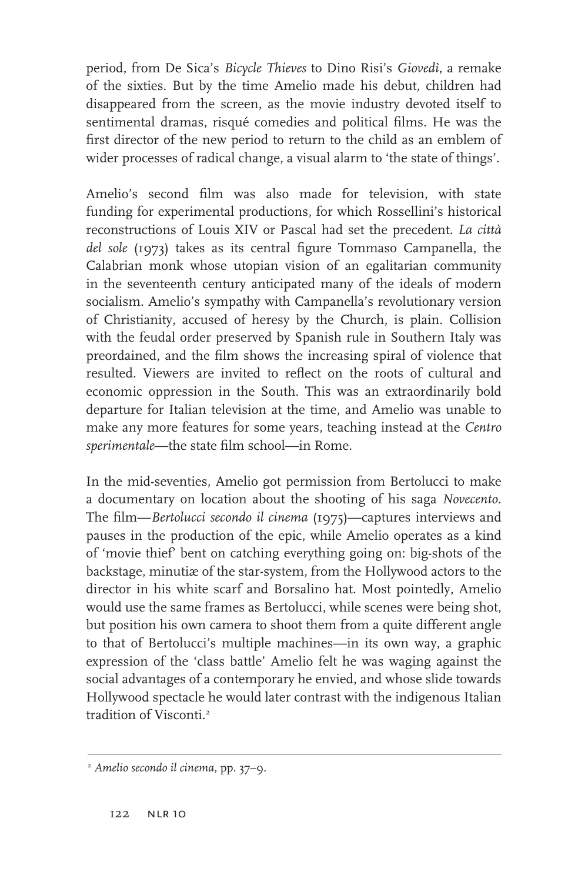period, from De Sica's *Bicycle Thieves* to Dino Risi's *Giovedì*, a remake of the sixties. But by the time Amelio made his debut, children had disappeared from the screen, as the movie industry devoted itself to sentimental dramas, risqué comedies and political films. He was the first director of the new period to return to the child as an emblem of wider processes of radical change, a visual alarm to 'the state of things'.

Amelio's second film was also made for television, with state funding for experimental productions, for which Rossellini's historical reconstructions of Louis XIV or Pascal had set the precedent. *La città del sole* (1973) takes as its central figure Tommaso Campanella, the Calabrian monk whose utopian vision of an egalitarian community in the seventeenth century anticipated many of the ideals of modern socialism. Amelio's sympathy with Campanella's revolutionary version of Christianity, accused of heresy by the Church, is plain. Collision with the feudal order preserved by Spanish rule in Southern Italy was preordained, and the film shows the increasing spiral of violence that resulted. Viewers are invited to reflect on the roots of cultural and economic oppression in the South. This was an extraordinarily bold departure for Italian television at the time, and Amelio was unable to make any more features for some years, teaching instead at the *Centro sperimentale*—the state film school—in Rome.

In the mid-seventies, Amelio got permission from Bertolucci to make a documentary on location about the shooting of his saga *Novecento*. The film—*Bertolucci secondo il cinema* (1975)—captures interviews and pauses in the production of the epic, while Amelio operates as a kind of 'movie thief' bent on catching everything going on: big-shots of the backstage, minutiæ of the star-system, from the Hollywood actors to the director in his white scarf and Borsalino hat. Most pointedly, Amelio would use the same frames as Bertolucci, while scenes were being shot, but position his own camera to shoot them from a quite different angle to that of Bertolucci's multiple machines—in its own way, a graphic expression of the 'class battle' Amelio felt he was waging against the social advantages of a contemporary he envied, and whose slide towards Hollywood spectacle he would later contrast with the indigenous Italian tradition of Visconti.[2]

---

[2] *Amelio secondo il cinema*, pp. 37–9.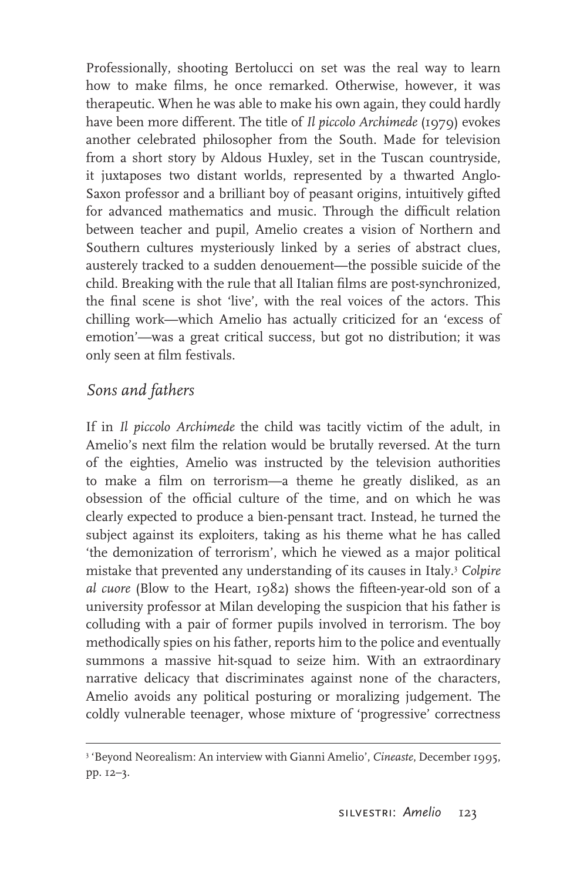Professionally, shooting Bertolucci on set was the real way to learn how to make films, he once remarked. Otherwise, however, it was therapeutic. When he was able to make his own again, they could hardly have been more different. The title of *Il piccolo Archimede* (1979) evokes another celebrated philosopher from the South. Made for television from a short story by Aldous Huxley, set in the Tuscan countryside, it juxtaposes two distant worlds, represented by a thwarted Anglo-Saxon professor and a brilliant boy of peasant origins, intuitively gifted for advanced mathematics and music. Through the difficult relation between teacher and pupil, Amelio creates a vision of Northern and Southern cultures mysteriously linked by a series of abstract clues, austerely tracked to a sudden denouement—the possible suicide of the child. Breaking with the rule that all Italian films are post-synchronized, the final scene is shot 'live', with the real voices of the actors. This chilling work—which Amelio has actually criticized for an 'excess of emotion'—was a great critical success, but got no distribution; it was only seen at film festivals.

## *Sons and fathers*

If in *Il piccolo Archimede* the child was tacitly victim of the adult, in Amelio's next film the relation would be brutally reversed. At the turn of the eighties, Amelio was instructed by the television authorities to make a film on terrorism—a theme he greatly disliked, as an obsession of the official culture of the time, and on which he was clearly expected to produce a bien-pensant tract. Instead, he turned the subject against its exploiters, taking as his theme what he has called 'the demonization of terrorism', which he viewed as a major political mistake that prevented any understanding of its causes in Italy.[3] *Colpire al cuore* (Blow to the Heart, 1982) shows the fifteen-year-old son of a university professor at Milan developing the suspicion that his father is colluding with a pair of former pupils involved in terrorism. The boy methodically spies on his father, reports him to the police and eventually summons a massive hit-squad to seize him. With an extraordinary narrative delicacy that discriminates against none of the characters, Amelio avoids any political posturing or moralizing judgement. The coldly vulnerable teenager, whose mixture of 'progressive' correctness

---

[3] 'Beyond Neorealism: An interview with Gianni Amelio', *Cineaste*, December 1995, pp. 12–3.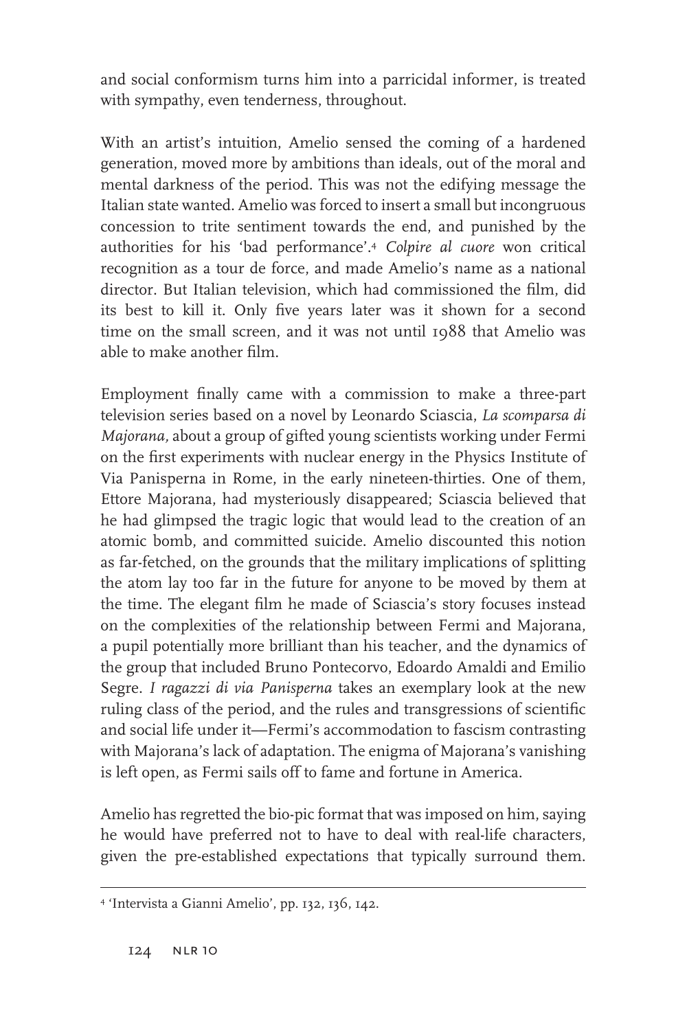and social conformism turns him into a parricidal informer, is treated with sympathy, even tenderness, throughout.

With an artist's intuition, Amelio sensed the coming of a hardened generation, moved more by ambitions than ideals, out of the moral and mental darkness of the period. This was not the edifying message the Italian state wanted. Amelio was forced to insert a small but incongruous concession to trite sentiment towards the end, and punished by the authorities for his 'bad performance'.[4] *Colpire al cuore* won critical recognition as a tour de force, and made Amelio's name as a national director. But Italian television, which had commissioned the film, did its best to kill it. Only five years later was it shown for a second time on the small screen, and it was not until 1988 that Amelio was able to make another film.

Employment finally came with a commission to make a three-part television series based on a novel by Leonardo Sciascia, *La scomparsa di Majorana,* about a group of gifted young scientists working under Fermi on the first experiments with nuclear energy in the Physics Institute of Via Panisperna in Rome, in the early nineteen-thirties. One of them, Ettore Majorana, had mysteriously disappeared; Sciascia believed that he had glimpsed the tragic logic that would lead to the creation of an atomic bomb, and committed suicide. Amelio discounted this notion as far-fetched, on the grounds that the military implications of splitting the atom lay too far in the future for anyone to be moved by them at the time. The elegant film he made of Sciascia's story focuses instead on the complexities of the relationship between Fermi and Majorana, a pupil potentially more brilliant than his teacher, and the dynamics of the group that included Bruno Pontecorvo, Edoardo Amaldi and Emilio Segre. *I ragazzi di via Panisperna* takes an exemplary look at the new ruling class of the period, and the rules and transgressions of scientific and social life under it—Fermi's accommodation to fascism contrasting with Majorana's lack of adaptation. The enigma of Majorana's vanishing is left open, as Fermi sails off to fame and fortune in America.

Amelio has regretted the bio-pic format that was imposed on him, saying he would have preferred not to have to deal with real-life characters, given the pre-established expectations that typically surround them.

---

[4] 'Intervista a Gianni Amelio', pp. 132, 136, 142.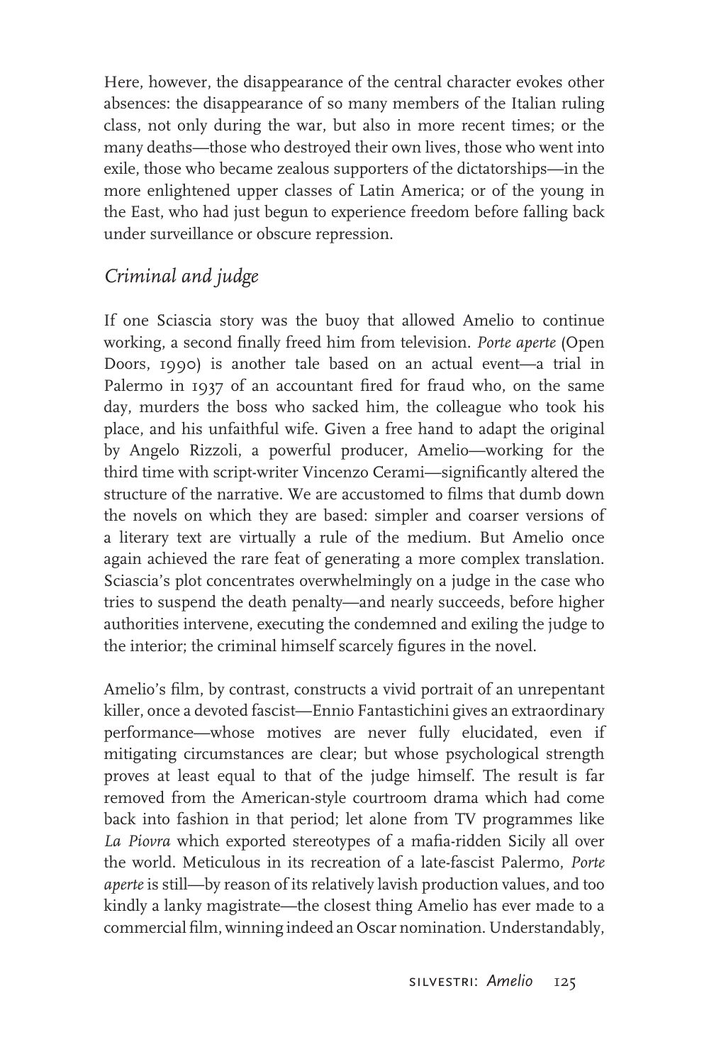Here, however, the disappearance of the central character evokes other absences: the disappearance of so many members of the Italian ruling class, not only during the war, but also in more recent times; or the many deaths—those who destroyed their own lives, those who went into exile, those who became zealous supporters of the dictatorships—in the more enlightened upper classes of Latin America; or of the young in the East, who had just begun to experience freedom before falling back under surveillance or obscure repression.

## *Criminal and judge*

If one Sciascia story was the buoy that allowed Amelio to continue working, a second finally freed him from television. *Porte aperte* (Open Doors, 1990) is another tale based on an actual event—a trial in Palermo in 1937 of an accountant fired for fraud who, on the same day, murders the boss who sacked him, the colleague who took his place, and his unfaithful wife. Given a free hand to adapt the original by Angelo Rizzoli, a powerful producer, Amelio—working for the third time with script-writer Vincenzo Cerami—significantly altered the structure of the narrative. We are accustomed to films that dumb down the novels on which they are based: simpler and coarser versions of a literary text are virtually a rule of the medium. But Amelio once again achieved the rare feat of generating a more complex translation. Sciascia's plot concentrates overwhelmingly on a judge in the case who tries to suspend the death penalty—and nearly succeeds, before higher authorities intervene, executing the condemned and exiling the judge to the interior; the criminal himself scarcely figures in the novel.

Amelio's film, by contrast, constructs a vivid portrait of an unrepentant killer, once a devoted fascist—Ennio Fantastichini gives an extraordinary performance—whose motives are never fully elucidated, even if mitigating circumstances are clear; but whose psychological strength proves at least equal to that of the judge himself. The result is far removed from the American-style courtroom drama which had come back into fashion in that period; let alone from TV programmes like *La Piovra* which exported stereotypes of a mafia-ridden Sicily all over the world. Meticulous in its recreation of a late-fascist Palermo, *Porte aperte* is still—by reason of its relatively lavish production values, and too kindly a lanky magistrate—the closest thing Amelio has ever made to a commercial film, winning indeed an Oscar nomination. Understandably,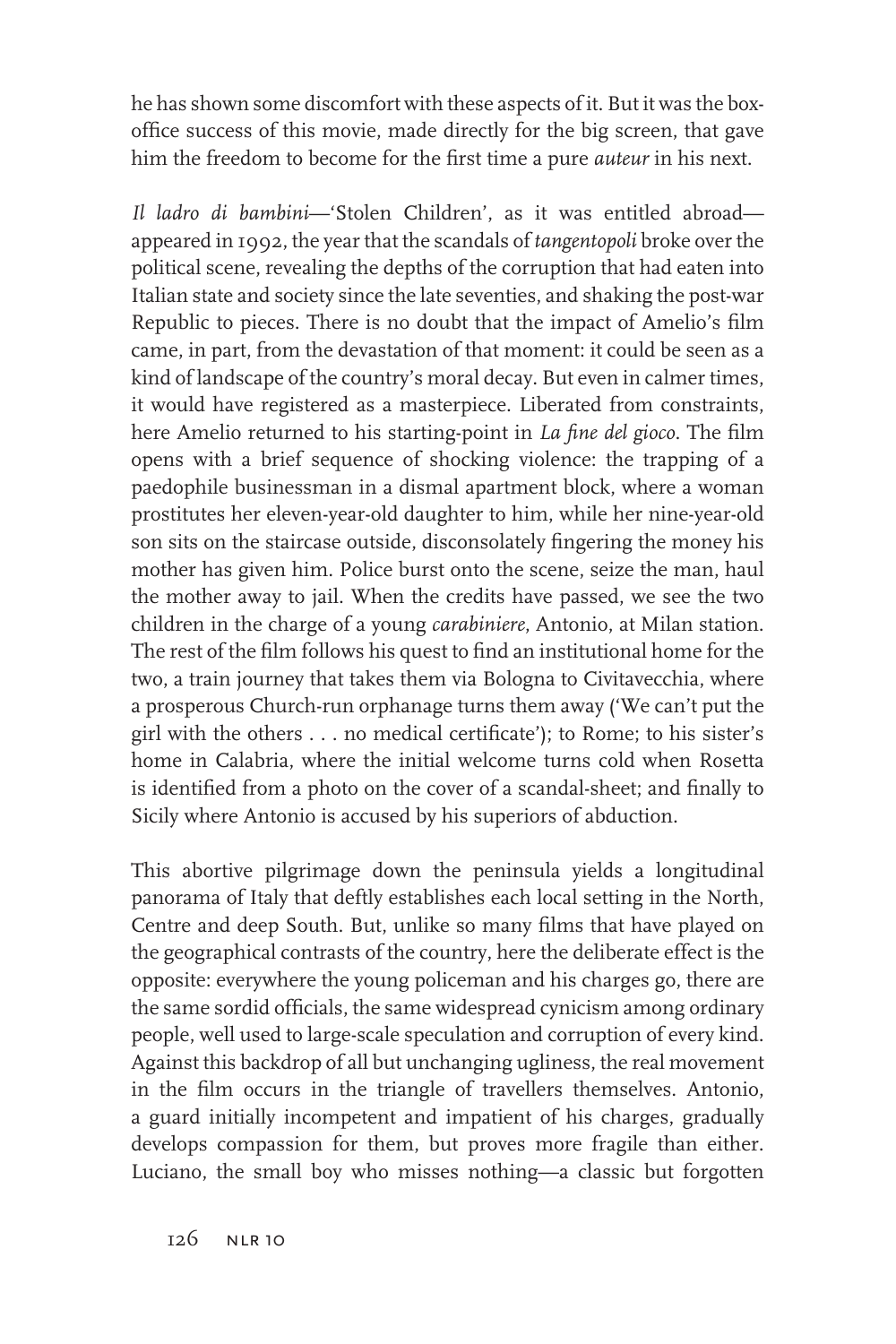he has shown some discomfort with these aspects of it. But it was the box-office success of this movie, made directly for the big screen, that gave him the freedom to become for the first time a pure *auteur* in his next.

*Il ladro di bambini*—'Stolen Children', as it was entitled abroad—appeared in 1992, the year that the scandals of *tangentopoli* broke over the political scene, revealing the depths of the corruption that had eaten into Italian state and society since the late seventies, and shaking the post-war Republic to pieces. There is no doubt that the impact of Amelio's film came, in part, from the devastation of that moment: it could be seen as a kind of landscape of the country's moral decay. But even in calmer times, it would have registered as a masterpiece. Liberated from constraints, here Amelio returned to his starting-point in *La fine del gioco*. The film opens with a brief sequence of shocking violence: the trapping of a paedophile businessman in a dismal apartment block, where a woman prostitutes her eleven-year-old daughter to him, while her nine-year-old son sits on the staircase outside, disconsolately fingering the money his mother has given him. Police burst onto the scene, seize the man, haul the mother away to jail. When the credits have passed, we see the two children in the charge of a young *carabiniere*, Antonio, at Milan station. The rest of the film follows his quest to find an institutional home for the two, a train journey that takes them via Bologna to Civitavecchia, where a prosperous Church-run orphanage turns them away ('We can't put the girl with the others . . . no medical certificate'); to Rome; to his sister's home in Calabria, where the initial welcome turns cold when Rosetta is identified from a photo on the cover of a scandal-sheet; and finally to Sicily where Antonio is accused by his superiors of abduction.

This abortive pilgrimage down the peninsula yields a longitudinal panorama of Italy that deftly establishes each local setting in the North, Centre and deep South. But, unlike so many films that have played on the geographical contrasts of the country, here the deliberate effect is the opposite: everywhere the young policeman and his charges go, there are the same sordid officials, the same widespread cynicism among ordinary people, well used to large-scale speculation and corruption of every kind. Against this backdrop of all but unchanging ugliness, the real movement in the film occurs in the triangle of travellers themselves. Antonio, a guard initially incompetent and impatient of his charges, gradually develops compassion for them, but proves more fragile than either. Luciano, the small boy who misses nothing—a classic but forgotten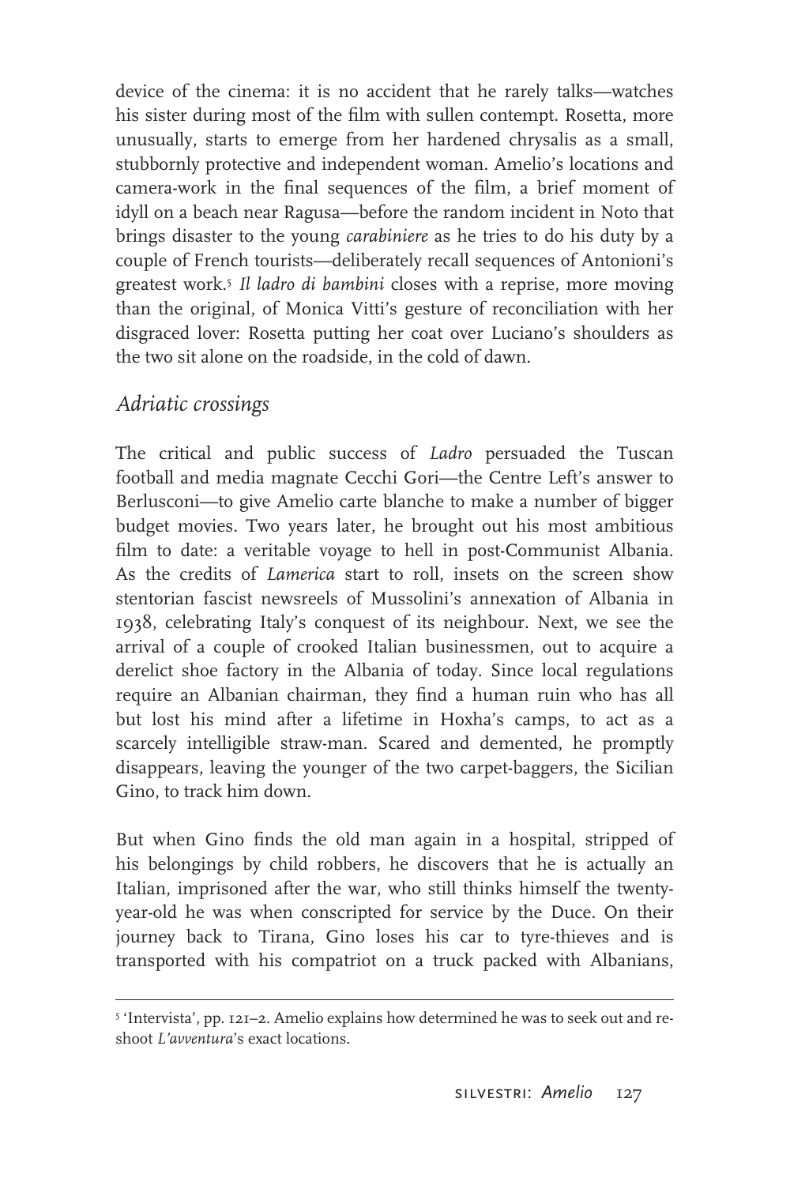device of the cinema: it is no accident that he rarely talks—watches his sister during most of the film with sullen contempt. Rosetta, more unusually, starts to emerge from her hardened chrysalis as a small, stubbornly protective and independent woman. Amelio's locations and camera-work in the final sequences of the film, a brief moment of idyll on a beach near Ragusa—before the random incident in Noto that brings disaster to the young *carabiniere* as he tries to do his duty by a couple of French tourists—deliberately recall sequences of Antonioni's greatest work.[5] *Il ladro di bambini* closes with a reprise, more moving than the original, of Monica Vitti's gesture of reconciliation with her disgraced lover: Rosetta putting her coat over Luciano's shoulders as the two sit alone on the roadside, in the cold of dawn.

## *Adriatic crossings*

The critical and public success of *Ladro* persuaded the Tuscan football and media magnate Cecchi Gori—the Centre Left's answer to Berlusconi—to give Amelio carte blanche to make a number of bigger budget movies. Two years later, he brought out his most ambitious film to date: a veritable voyage to hell in post-Communist Albania. As the credits of *Lamerica* start to roll, insets on the screen show stentorian fascist newsreels of Mussolini's annexation of Albania in 1938, celebrating Italy's conquest of its neighbour. Next, we see the arrival of a couple of crooked Italian businessmen, out to acquire a derelict shoe factory in the Albania of today. Since local regulations require an Albanian chairman, they find a human ruin who has all but lost his mind after a lifetime in Hoxha's camps, to act as a scarcely intelligible straw-man. Scared and demented, he promptly disappears, leaving the younger of the two carpet-baggers, the Sicilian Gino, to track him down.

But when Gino finds the old man again in a hospital, stripped of his belongings by child robbers, he discovers that he is actually an Italian, imprisoned after the war, who still thinks himself the twenty-year-old he was when conscripted for service by the Duce. On their journey back to Tirana, Gino loses his car to tyre-thieves and is transported with his compatriot on a truck packed with Albanians,

[5] 'Intervista', pp. 121–2. Amelio explains how determined he was to seek out and re-shoot *L'avventura*'s exact locations.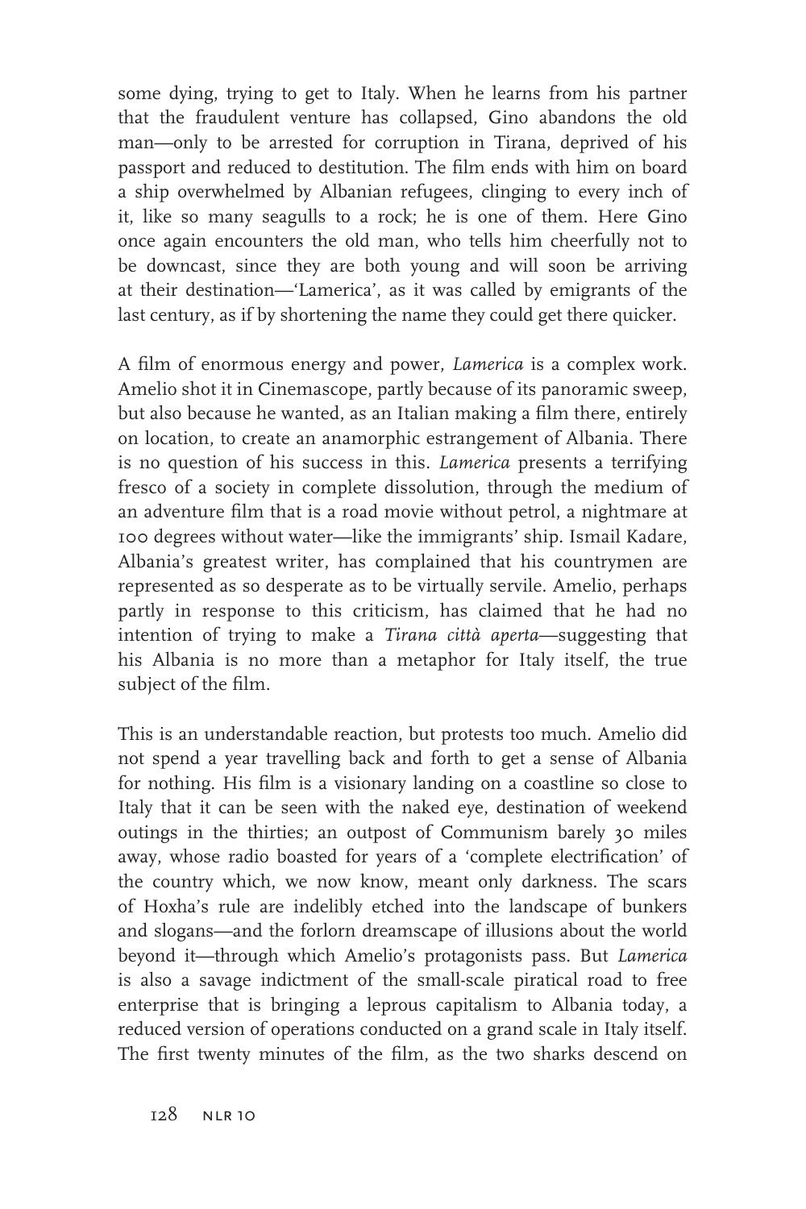some dying, trying to get to Italy. When he learns from his partner that the fraudulent venture has collapsed, Gino abandons the old man—only to be arrested for corruption in Tirana, deprived of his passport and reduced to destitution. The film ends with him on board a ship overwhelmed by Albanian refugees, clinging to every inch of it, like so many seagulls to a rock; he is one of them. Here Gino once again encounters the old man, who tells him cheerfully not to be downcast, since they are both young and will soon be arriving at their destination—'Lamerica', as it was called by emigrants of the last century, as if by shortening the name they could get there quicker.

A film of enormous energy and power, *Lamerica* is a complex work. Amelio shot it in Cinemascope, partly because of its panoramic sweep, but also because he wanted, as an Italian making a film there, entirely on location, to create an anamorphic estrangement of Albania. There is no question of his success in this. *Lamerica* presents a terrifying fresco of a society in complete dissolution, through the medium of an adventure film that is a road movie without petrol, a nightmare at 100 degrees without water—like the immigrants' ship. Ismail Kadare, Albania's greatest writer, has complained that his countrymen are represented as so desperate as to be virtually servile. Amelio, perhaps partly in response to this criticism, has claimed that he had no intention of trying to make a *Tirana città aperta*—suggesting that his Albania is no more than a metaphor for Italy itself, the true subject of the film.

This is an understandable reaction, but protests too much. Amelio did not spend a year travelling back and forth to get a sense of Albania for nothing. His film is a visionary landing on a coastline so close to Italy that it can be seen with the naked eye, destination of weekend outings in the thirties; an outpost of Communism barely 30 miles away, whose radio boasted for years of a 'complete electrification' of the country which, we now know, meant only darkness. The scars of Hoxha's rule are indelibly etched into the landscape of bunkers and slogans—and the forlorn dreamscape of illusions about the world beyond it—through which Amelio's protagonists pass. But *Lamerica* is also a savage indictment of the small-scale piratical road to free enterprise that is bringing a leprous capitalism to Albania today, a reduced version of operations conducted on a grand scale in Italy itself. The first twenty minutes of the film, as the two sharks descend on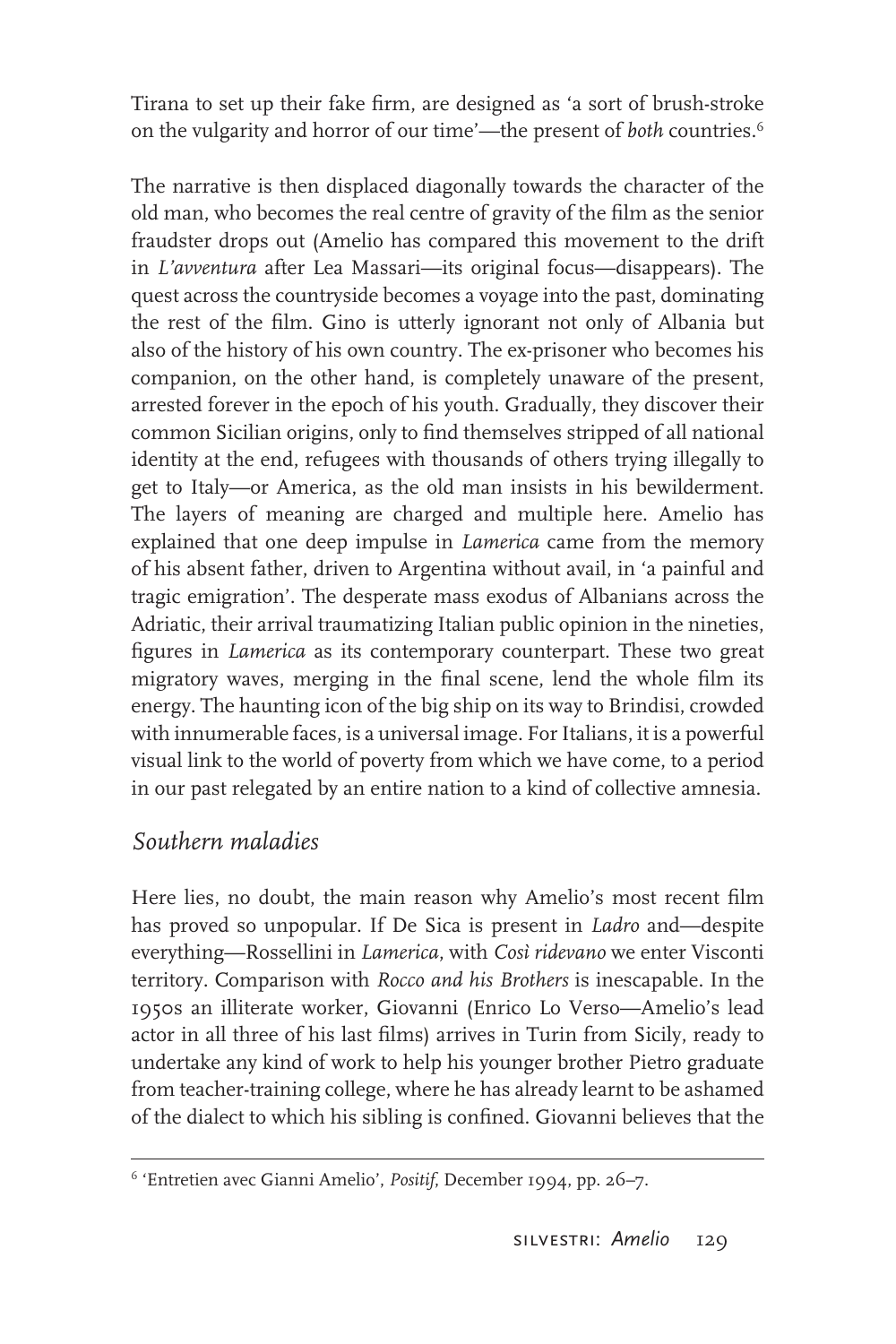Tirana to set up their fake firm, are designed as 'a sort of brush-stroke on the vulgarity and horror of our time'—the present of *both* countries.[6]

The narrative is then displaced diagonally towards the character of the old man, who becomes the real centre of gravity of the film as the senior fraudster drops out (Amelio has compared this movement to the drift in *L'avventura* after Lea Massari—its original focus—disappears). The quest across the countryside becomes a voyage into the past, dominating the rest of the film. Gino is utterly ignorant not only of Albania but also of the history of his own country. The ex-prisoner who becomes his companion, on the other hand, is completely unaware of the present, arrested forever in the epoch of his youth. Gradually, they discover their common Sicilian origins, only to find themselves stripped of all national identity at the end, refugees with thousands of others trying illegally to get to Italy—or America, as the old man insists in his bewilderment. The layers of meaning are charged and multiple here. Amelio has explained that one deep impulse in *Lamerica* came from the memory of his absent father, driven to Argentina without avail, in 'a painful and tragic emigration'. The desperate mass exodus of Albanians across the Adriatic, their arrival traumatizing Italian public opinion in the nineties, figures in *Lamerica* as its contemporary counterpart. These two great migratory waves, merging in the final scene, lend the whole film its energy. The haunting icon of the big ship on its way to Brindisi, crowded with innumerable faces, is a universal image. For Italians, it is a powerful visual link to the world of poverty from which we have come, to a period in our past relegated by an entire nation to a kind of collective amnesia.

## *Southern maladies*

Here lies, no doubt, the main reason why Amelio's most recent film has proved so unpopular. If De Sica is present in *Ladro* and—despite everything—Rossellini in *Lamerica*, with *Così ridevano* we enter Visconti territory. Comparison with *Rocco and his Brothers* is inescapable. In the 1950s an illiterate worker, Giovanni (Enrico Lo Verso—Amelio's lead actor in all three of his last films) arrives in Turin from Sicily, ready to undertake any kind of work to help his younger brother Pietro graduate from teacher-training college, where he has already learnt to be ashamed of the dialect to which his sibling is confined. Giovanni believes that the

[6] 'Entretien avec Gianni Amelio', *Positif*, December 1994, pp. 26–7.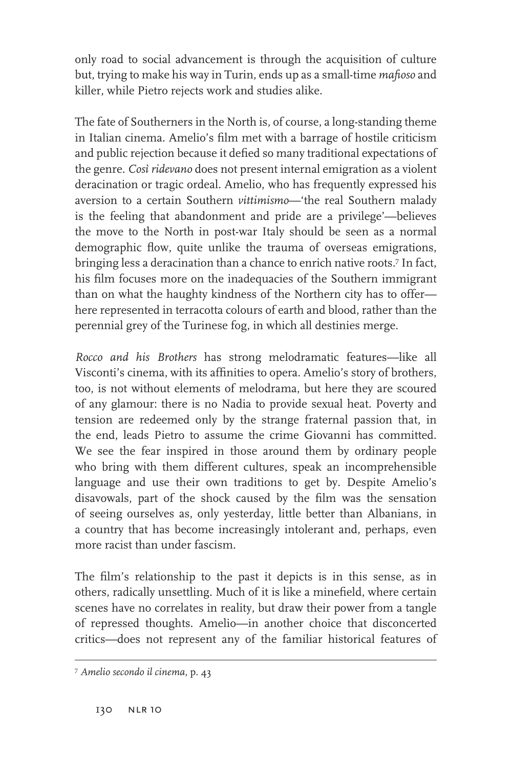only road to social advancement is through the acquisition of culture but, trying to make his way in Turin, ends up as a small-time *mafioso* and killer, while Pietro rejects work and studies alike.

The fate of Southerners in the North is, of course, a long-standing theme in Italian cinema. Amelio's film met with a barrage of hostile criticism and public rejection because it defied so many traditional expectations of the genre. *Così ridevano* does not present internal emigration as a violent deracination or tragic ordeal. Amelio, who has frequently expressed his aversion to a certain Southern *vittimismo*—'the real Southern malady is the feeling that abandonment and pride are a privilege'—believes the move to the North in post-war Italy should be seen as a normal demographic flow, quite unlike the trauma of overseas emigrations, bringing less a deracination than a chance to enrich native roots.[7] In fact, his film focuses more on the inadequacies of the Southern immigrant than on what the haughty kindness of the Northern city has to offer—here represented in terracotta colours of earth and blood, rather than the perennial grey of the Turinese fog, in which all destinies merge.

*Rocco and his Brothers* has strong melodramatic features—like all Visconti's cinema, with its affinities to opera. Amelio's story of brothers, too, is not without elements of melodrama, but here they are scoured of any glamour: there is no Nadia to provide sexual heat. Poverty and tension are redeemed only by the strange fraternal passion that, in the end, leads Pietro to assume the crime Giovanni has committed. We see the fear inspired in those around them by ordinary people who bring with them different cultures, speak an incomprehensible language and use their own traditions to get by. Despite Amelio's disavowals, part of the shock caused by the film was the sensation of seeing ourselves as, only yesterday, little better than Albanians, in a country that has become increasingly intolerant and, perhaps, even more racist than under fascism.

The film's relationship to the past it depicts is in this sense, as in others, radically unsettling. Much of it is like a minefield, where certain scenes have no correlates in reality, but draw their power from a tangle of repressed thoughts. Amelio—in another choice that disconcerted critics—does not represent any of the familiar historical features of

---

[7] *Amelio secondo il cinema*, p. 43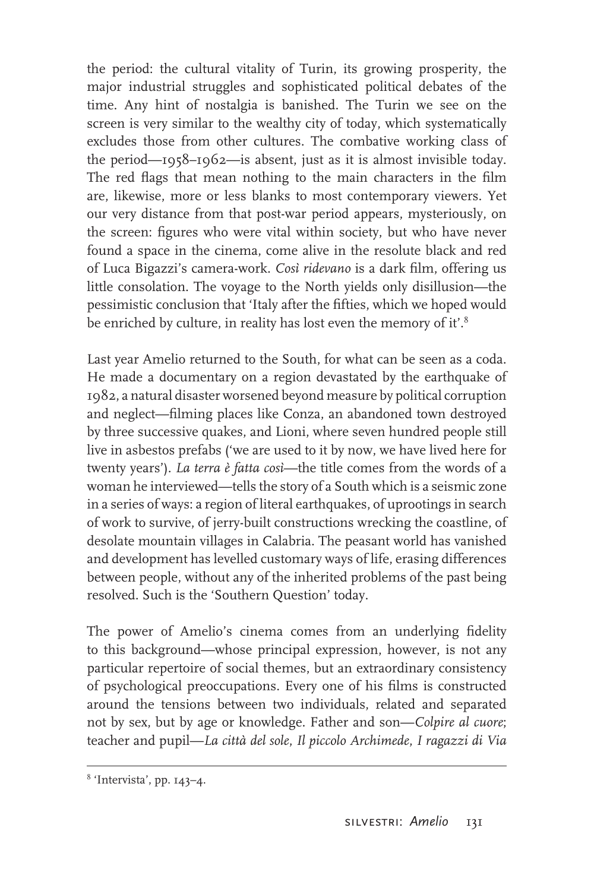the period: the cultural vitality of Turin, its growing prosperity, the major industrial struggles and sophisticated political debates of the time. Any hint of nostalgia is banished. The Turin we see on the screen is very similar to the wealthy city of today, which systematically excludes those from other cultures. The combative working class of the period—1958–1962—is absent, just as it is almost invisible today. The red flags that mean nothing to the main characters in the film are, likewise, more or less blanks to most contemporary viewers. Yet our very distance from that post-war period appears, mysteriously, on the screen: figures who were vital within society, but who have never found a space in the cinema, come alive in the resolute black and red of Luca Bigazzi's camera-work. *Così ridevano* is a dark film, offering us little consolation. The voyage to the North yields only disillusion—the pessimistic conclusion that 'Italy after the fifties, which we hoped would be enriched by culture, in reality has lost even the memory of it'.[8]

Last year Amelio returned to the South, for what can be seen as a coda. He made a documentary on a region devastated by the earthquake of 1982, a natural disaster worsened beyond measure by political corruption and neglect—filming places like Conza, an abandoned town destroyed by three successive quakes, and Lioni, where seven hundred people still live in asbestos prefabs ('we are used to it by now, we have lived here for twenty years'). *La terra è fatta così*—the title comes from the words of a woman he interviewed—tells the story of a South which is a seismic zone in a series of ways: a region of literal earthquakes, of uprootings in search of work to survive, of jerry-built constructions wrecking the coastline, of desolate mountain villages in Calabria. The peasant world has vanished and development has levelled customary ways of life, erasing differences between people, without any of the inherited problems of the past being resolved. Such is the 'Southern Question' today.

The power of Amelio's cinema comes from an underlying fidelity to this background—whose principal expression, however, is not any particular repertoire of social themes, but an extraordinary consistency of psychological preoccupations. Every one of his films is constructed around the tensions between two individuals, related and separated not by sex, but by age or knowledge. Father and son—*Colpire al cuore*; teacher and pupil—*La città del sole*, *Il piccolo Archimede*, *I ragazzi di Via*

---

[8] 'Intervista', pp. 143–4.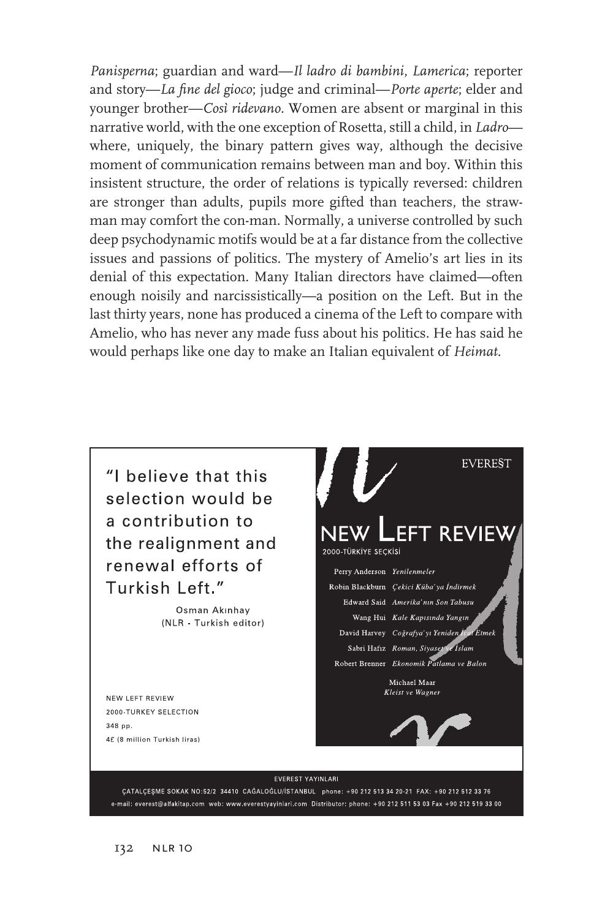*Panisperna*; guardian and ward—*Il ladro di bambini, Lamerica*; reporter and story—*La fine del gioco*; judge and criminal—*Porte aperte*; elder and younger brother—*Così ridevano*. Women are absent or marginal in this narrative world, with the one exception of Rosetta, still a child, in *Ladro*—where, uniquely, the binary pattern gives way, although the decisive moment of communication remains between man and boy. Within this insistent structure, the order of relations is typically reversed: children are stronger than adults, pupils more gifted than teachers, the straw-man may comfort the con-man. Normally, a universe controlled by such deep psychodynamic motifs would be at a far distance from the collective issues and passions of politics. The mystery of Amelio's art lies in its denial of this expectation. Many Italian directors have claimed—often enough noisily and narcissistically—a position on the Left. But in the last thirty years, none has produced a cinema of the Left to compare with Amelio, who has never any made fuss about his politics. He has said he would perhaps like one day to make an Italian equivalent of *Heimat*.

"I believe that this selection would be a contribution to the realignment and renewal efforts of Turkish Left."

Osman Akınhay
(NLR - Turkish editor)

NEW LEFT REVIEW
2000-TURKEY SELECTION
348 pp.
4£ (8 million Turkish liras)

EVEREST

NEW LEFT REVIEW
2000-TÜRKİYE SEÇKİSİ

Perry Anderson *Yenilenmeler*
Robin Blackburn *Çekici Küba'ya İndirmek*
Edward Said *Amerika'nın Son Tabusu*
Wang Hui *Kale Kapısında Yangın*
David Harvey *Coğrafya'yı Yeniden İcat Etmek*
Sabri Hafız *Roman, Siyaset ve İslam*
Robert Brenner *Ekonomik Patlama ve Balon*
Michael Maar *Kleist ve Wagner*

EVEREST YAYINLARI
ÇATALÇEŞME SOKAK NO:52/2 34410 CAĞALOĞLU/İSTANBUL phone: +90 212 513 34 20-21 FAX: +90 212 512 33 76
e-mail: everest@alfakitap.com web: www.everestyayinlari.com Distributor: phone: +90 212 511 53 03 Fax +90 212 519 33 00